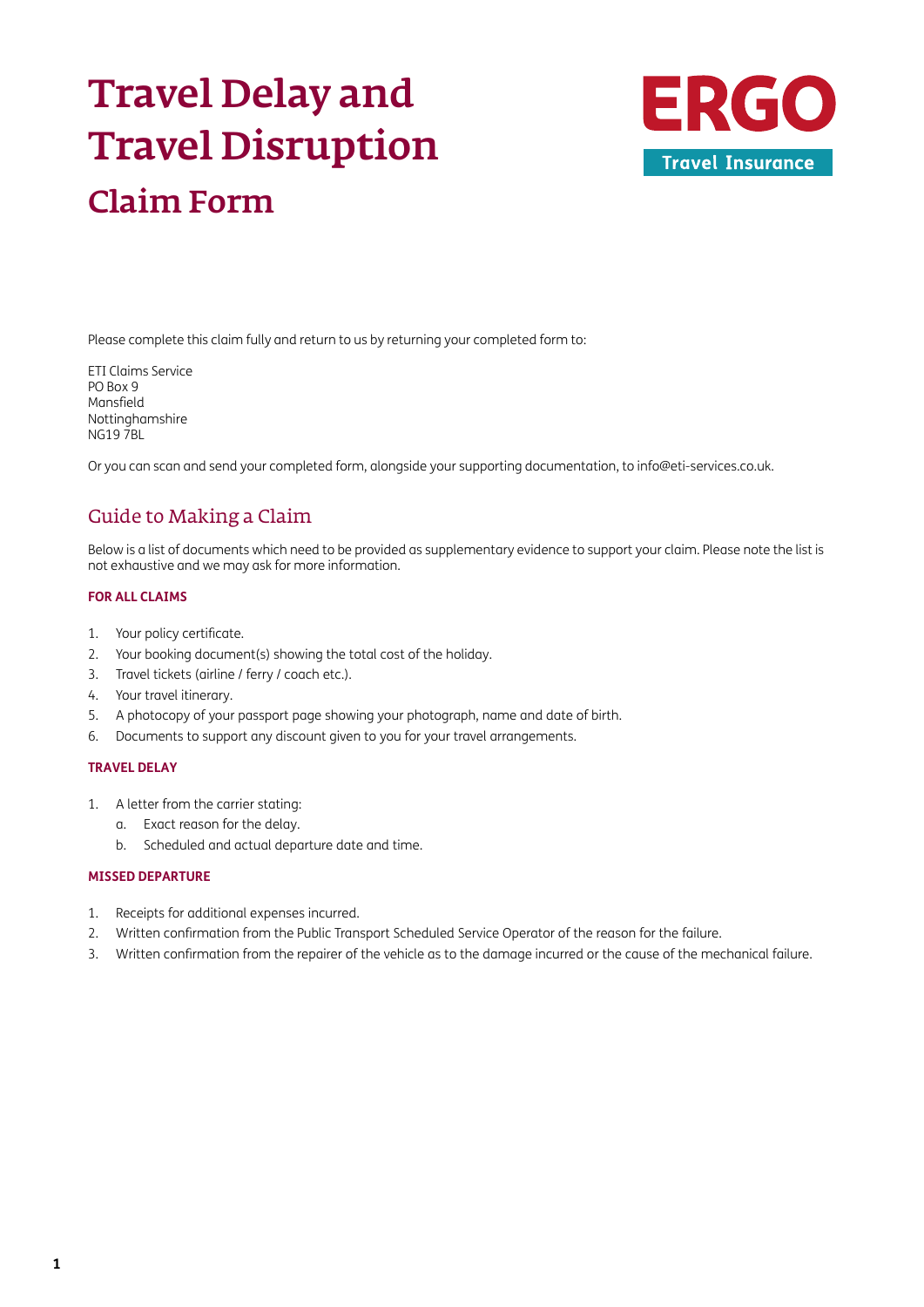# Travel Delay and Travel Disruption

## Claim Form

ERGO Travel Insurance

Please complete this claim fully and return to us by returning your completed form to:

ETI Claims Service
PO Box 9
Mansfield
Nottinghamshire
NG19 7BL

Or you can scan and send your completed form, alongside your supporting documentation, to info@eti-services.co.uk.

## Guide to Making a Claim

Below is a list of documents which need to be provided as supplementary evidence to support your claim. Please note the list is not exhaustive and we may ask for more information.

### FOR ALL CLAIMS

1. Your policy certificate.
2. Your booking document(s) showing the total cost of the holiday.
3. Travel tickets (airline / ferry / coach etc.).
4. Your travel itinerary.
5. A photocopy of your passport page showing your photograph, name and date of birth.
6. Documents to support any discount given to you for your travel arrangements.

### TRAVEL DELAY

1. A letter from the carrier stating:
   a. Exact reason for the delay.
   b. Scheduled and actual departure date and time.

### MISSED DEPARTURE

1. Receipts for additional expenses incurred.
2. Written confirmation from the Public Transport Scheduled Service Operator of the reason for the failure.
3. Written confirmation from the repairer of the vehicle as to the damage incurred or the cause of the mechanical failure.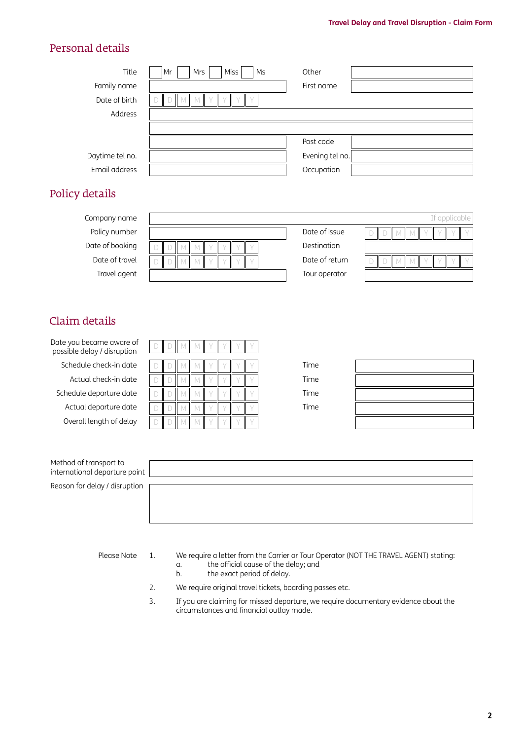## Personal details

| | | | |
|---|---|---|---|
| Title | ☐ Mr ☐ Mrs ☐ Miss ☐ Ms | Other | |
| Family name | | First name | |
| Date of birth | D D M M Y Y Y Y | | |
| Address | | | |
| | | | |
| | | Post code | |
| Daytime tel no. | | Evening tel no. | |
| Email address | | Occupation | |

## Policy details

| | | | |
|---|---|---|---|
| Company name | If applicable | | |
| Policy number | | Date of issue | D D M M Y Y Y Y |
| Date of booking | D D M M Y Y Y Y | Destination | |
| Date of travel | D D M M Y Y Y Y | Date of return | D D M M Y Y Y Y |
| Travel agent | | Tour operator | |

## Claim details

| | | | |
|---|---|---|---|
| Date you became aware of possible delay / disruption | D D M M Y Y Y Y | | |
| Schedule check-in date | D D M M Y Y Y Y | Time | |
| Actual check-in date | D D M M Y Y Y Y | Time | |
| Schedule departure date | D D M M Y Y Y Y | Time | |
| Actual departure date | D D M M Y Y Y Y | Time | |
| Overall length of delay | D D M M Y Y Y Y | | |

| | |
|---|---|
| Method of transport to international departure point | |
| Reason for delay / disruption | |

Please Note

1. We require a letter from the Carrier or Tour Operator (NOT THE TRAVEL AGENT) stating:
   a. the official cause of the delay; and
   b. the exact period of delay.
2. We require original travel tickets, boarding passes etc.
3. If you are claiming for missed departure, we require documentary evidence about the circumstances and financial outlay made.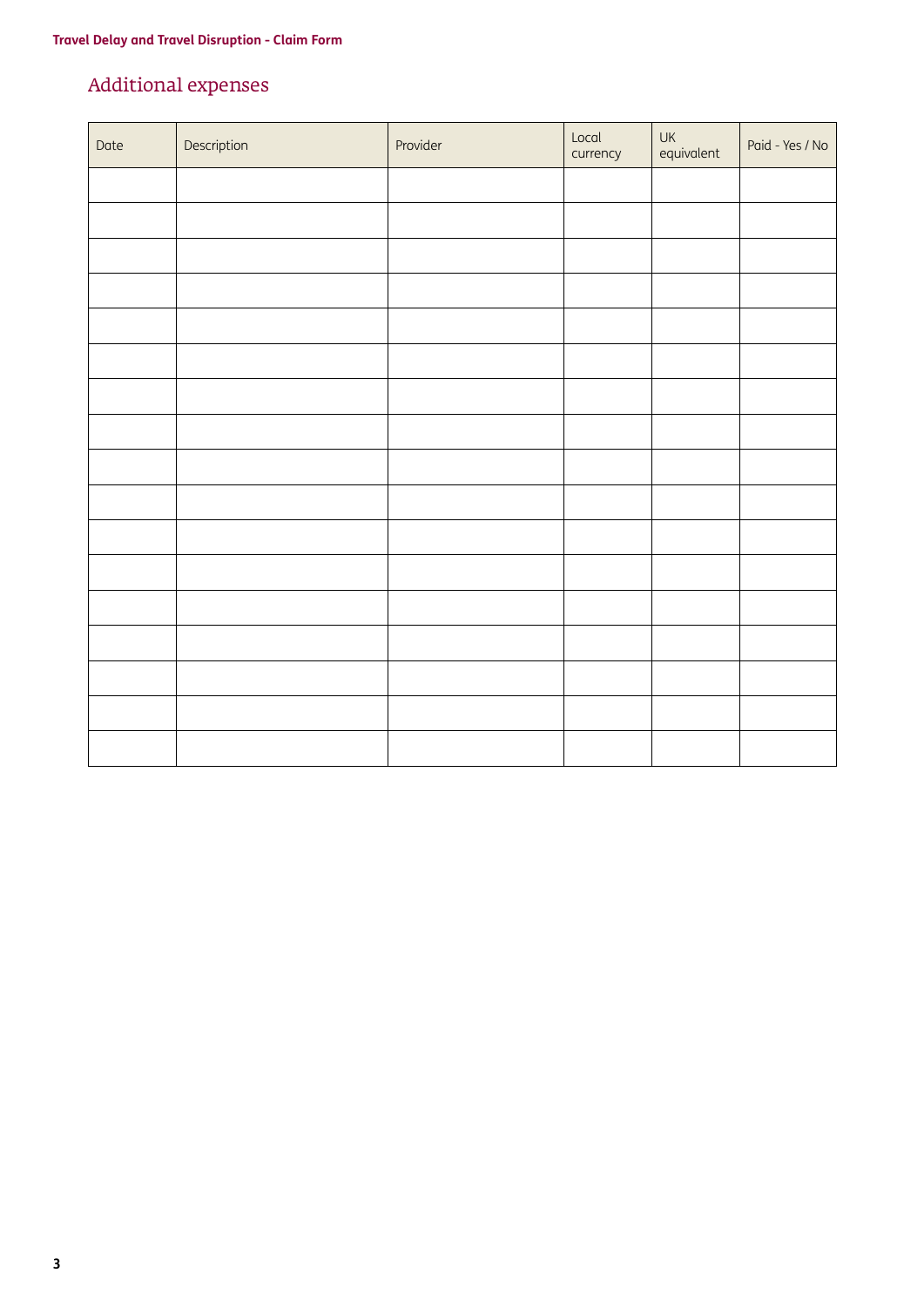## Additional expenses

| Date | Description | Provider | Local currency | UK equivalent | Paid - Yes / No |
|---|---|---|---|---|---|
| | | | | | |
| | | | | | |
| | | | | | |
| | | | | | |
| | | | | | |
| | | | | | |
| | | | | | |
| | | | | | |
| | | | | | |
| | | | | | |
| | | | | | |
| | | | | | |
| | | | | | |
| | | | | | |
| | | | | | |
| | | | | | |
| | | | | | |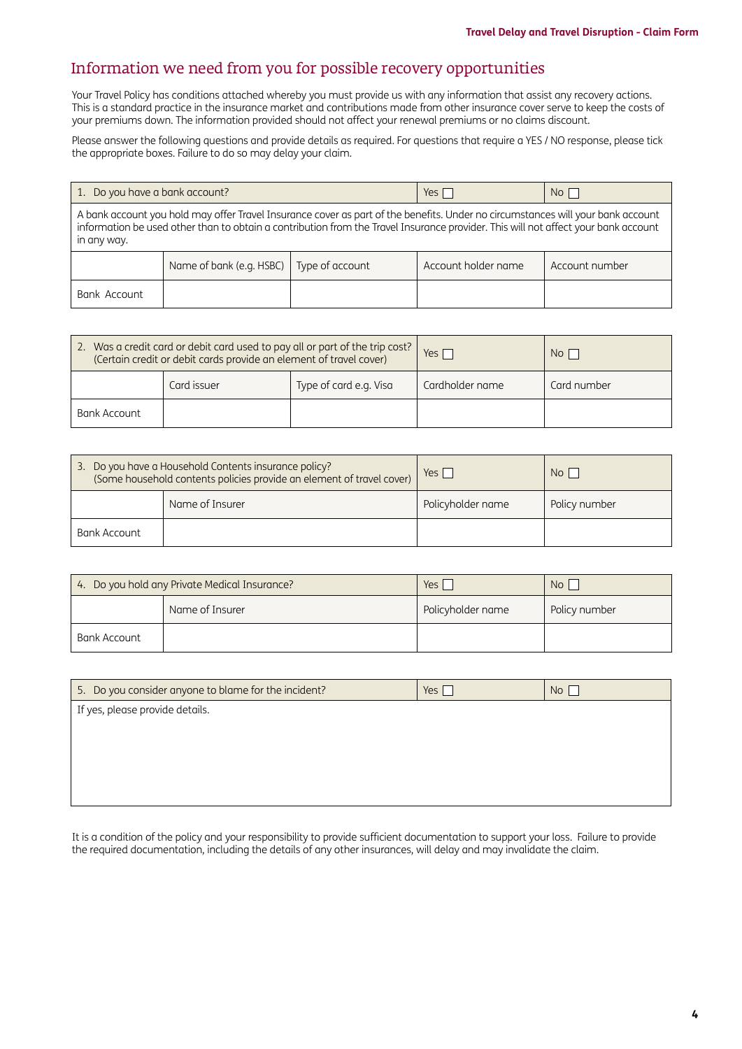## Information we need from you for possible recovery opportunities

Your Travel Policy has conditions attached whereby you must provide us with any information that assist any recovery actions. This is a standard practice in the insurance market and contributions made from other insurance cover serve to keep the costs of your premiums down. The information provided should not affect your renewal premiums or no claims discount.

Please answer the following questions and provide details as required. For questions that require a YES / NO response, please tick the appropriate boxes. Failure to do so may delay your claim.

| 1. Do you have a bank account? | | | Yes ☐ | No ☐ |
|---|---|---|---|---|
| A bank account you hold may offer Travel Insurance cover as part of the benefits. Under no circumstances will your bank account information be used other than to obtain a contribution from the Travel Insurance provider. This will not affect your bank account in any way. | | | | |
| | Name of bank (e.g. HSBC) | Type of account | Account holder name | Account number |
| Bank Account | | | | |

| 2. Was a credit card or debit card used to pay all or part of the trip cost? (Certain credit or debit cards provide an element of travel cover) | | | Yes ☐ | No ☐ |
|---|---|---|---|---|
| | Card issuer | Type of card e.g. Visa | Cardholder name | Card number |
| Bank Account | | | | |

| 3. Do you have a Household Contents insurance policy? (Some household contents policies provide an element of travel cover) | | Yes ☐ | No ☐ |
|---|---|---|---|
| | Name of Insurer | Policyholder name | Policy number |
| Bank Account | | | |

| 4. Do you hold any Private Medical Insurance? | | Yes ☐ | No ☐ |
|---|---|---|---|
| | Name of Insurer | Policyholder name | Policy number |
| Bank Account | | | |

| 5. Do you consider anyone to blame for the incident? | Yes ☐ | No ☐ |
|---|---|---|
| If yes, please provide details. | | |

It is a condition of the policy and your responsibility to provide sufficient documentation to support your loss. Failure to provide the required documentation, including the details of any other insurances, will delay and may invalidate the claim.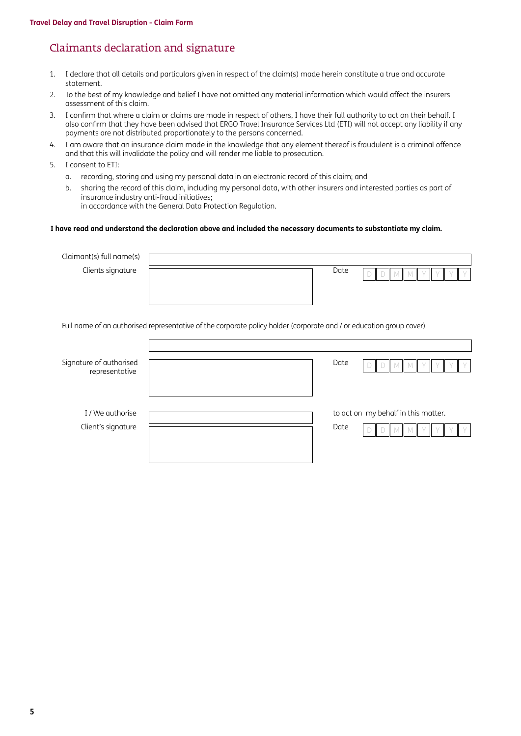## Claimants declaration and signature

1. I declare that all details and particulars given in respect of the claim(s) made herein constitute a true and accurate statement.
2. To the best of my knowledge and belief I have not omitted any material information which would affect the insurers assessment of this claim.
3. I confirm that where a claim or claims are made in respect of others, I have their full authority to act on their behalf. I also confirm that they have been advised that ERGO Travel Insurance Services Ltd (ETI) will not accept any liability if any payments are not distributed proportionately to the persons concerned.
4. I am aware that an insurance claim made in the knowledge that any element thereof is fraudulent is a criminal offence and that this will invalidate the policy and will render me liable to prosecution.
5. I consent to ETI:
   a. recording, storing and using my personal data in an electronic record of this claim; and
   b. sharing the record of this claim, including my personal data, with other insurers and interested parties as part of insurance industry anti-fraud initiatives;
   in accordance with the General Data Protection Regulation.

**I have read and understand the declaration above and included the necessary documents to substantiate my claim.**

Claimant(s) full name(s) ____________________

Clients signature ____________________ Date D D M M Y Y Y Y

Full name of an authorised representative of the corporate policy holder (corporate and / or education group cover)

____________________

Signature of authorised representative ____________________ Date D D M M Y Y Y Y

I / We authorise ____________________ to act on my behalf in this matter.

Client's signature ____________________ Date D D M M Y Y Y Y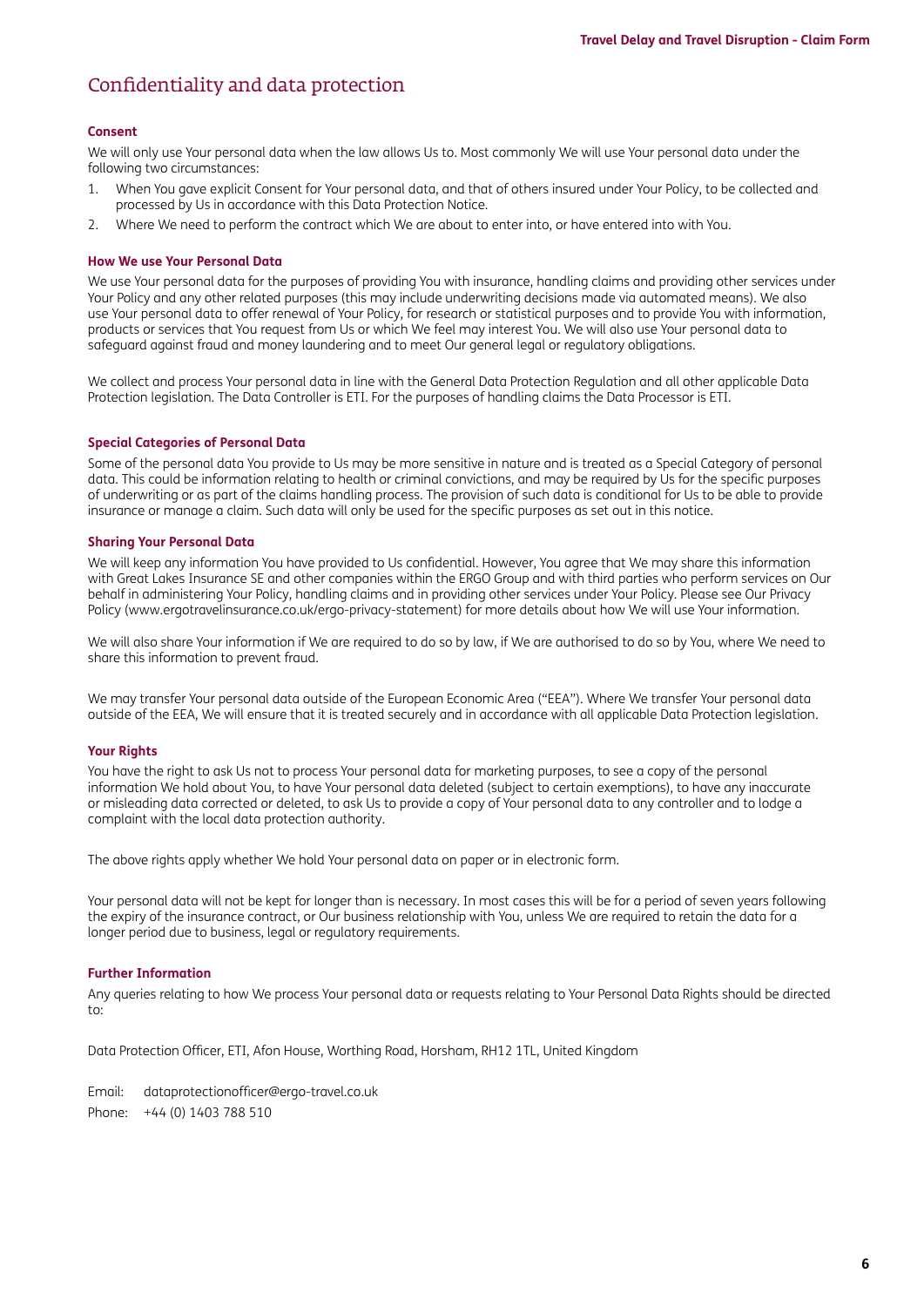# Confidentiality and data protection

### Consent

We will only use Your personal data when the law allows Us to. Most commonly We will use Your personal data under the following two circumstances:

1. When You gave explicit Consent for Your personal data, and that of others insured under Your Policy, to be collected and processed by Us in accordance with this Data Protection Notice.
2. Where We need to perform the contract which We are about to enter into, or have entered into with You.

### How We use Your Personal Data

We use Your personal data for the purposes of providing You with insurance, handling claims and providing other services under Your Policy and any other related purposes (this may include underwriting decisions made via automated means). We also use Your personal data to offer renewal of Your Policy, for research or statistical purposes and to provide You with information, products or services that You request from Us or which We feel may interest You. We will also use Your personal data to safeguard against fraud and money laundering and to meet Our general legal or regulatory obligations.

We collect and process Your personal data in line with the General Data Protection Regulation and all other applicable Data Protection legislation. The Data Controller is ETI. For the purposes of handling claims the Data Processor is ETI.

### Special Categories of Personal Data

Some of the personal data You provide to Us may be more sensitive in nature and is treated as a Special Category of personal data. This could be information relating to health or criminal convictions, and may be required by Us for the specific purposes of underwriting or as part of the claims handling process. The provision of such data is conditional for Us to be able to provide insurance or manage a claim. Such data will only be used for the specific purposes as set out in this notice.

### Sharing Your Personal Data

We will keep any information You have provided to Us confidential. However, You agree that We may share this information with Great Lakes Insurance SE and other companies within the ERGO Group and with third parties who perform services on Our behalf in administering Your Policy, handling claims and in providing other services under Your Policy. Please see Our Privacy Policy (www.ergotravelinsurance.co.uk/ergo-privacy-statement) for more details about how We will use Your information.

We will also share Your information if We are required to do so by law, if We are authorised to do so by You, where We need to share this information to prevent fraud.

We may transfer Your personal data outside of the European Economic Area ("EEA"). Where We transfer Your personal data outside of the EEA, We will ensure that it is treated securely and in accordance with all applicable Data Protection legislation.

### Your Rights

You have the right to ask Us not to process Your personal data for marketing purposes, to see a copy of the personal information We hold about You, to have Your personal data deleted (subject to certain exemptions), to have any inaccurate or misleading data corrected or deleted, to ask Us to provide a copy of Your personal data to any controller and to lodge a complaint with the local data protection authority.

The above rights apply whether We hold Your personal data on paper or in electronic form.

Your personal data will not be kept for longer than is necessary. In most cases this will be for a period of seven years following the expiry of the insurance contract, or Our business relationship with You, unless We are required to retain the data for a longer period due to business, legal or regulatory requirements.

### Further Information

Any queries relating to how We process Your personal data or requests relating to Your Personal Data Rights should be directed to:

Data Protection Officer, ETI, Afon House, Worthing Road, Horsham, RH12 1TL, United Kingdom

Email: dataprotectionofficer@ergo-travel.co.uk

Phone: +44 (0) 1403 788 510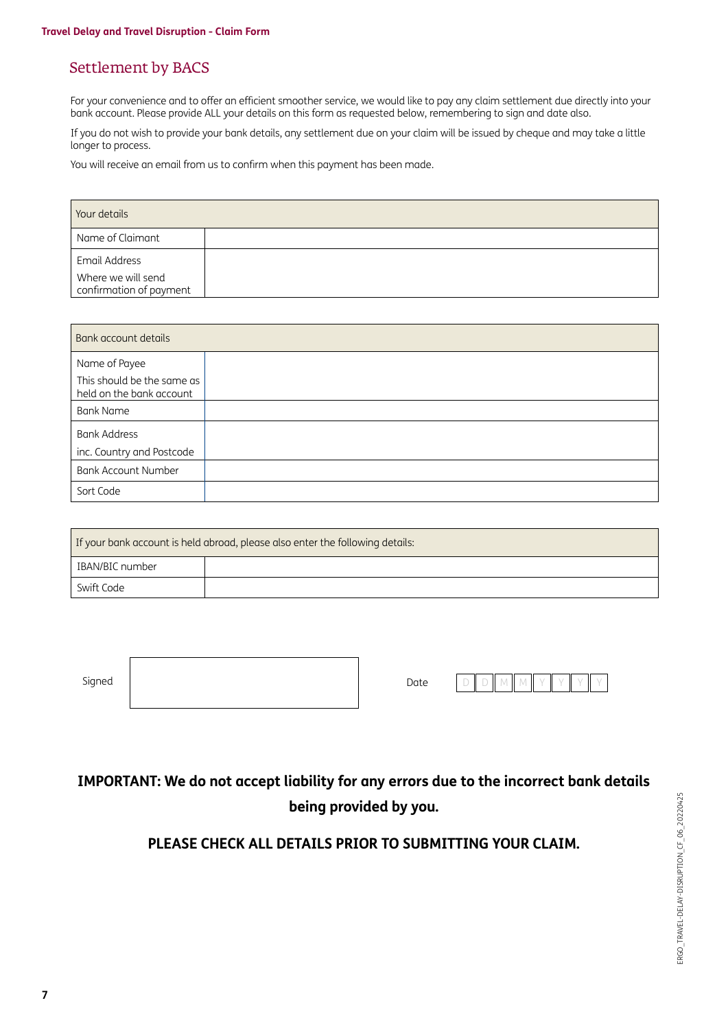## Settlement by BACS

For your convenience and to offer an efficient smoother service, we would like to pay any claim settlement due directly into your bank account. Please provide ALL your details on this form as requested below, remembering to sign and date also.

If you do not wish to provide your bank details, any settlement due on your claim will be issued by cheque and may take a little longer to process.

You will receive an email from us to confirm when this payment has been made.

| Your details | |
|---|---|
| Name of Claimant | |
| Email Address<br>Where we will send confirmation of payment | |

| Bank account details | |
|---|---|
| Name of Payee<br>This should be the same as held on the bank account | |
| Bank Name | |
| Bank Address<br>inc. Country and Postcode | |
| Bank Account Number | |
| Sort Code | |

| If your bank account is held abroad, please also enter the following details: | |
|---|---|
| IBAN/BIC number | |
| Swift Code | |

Signed

Date D D M M Y Y Y Y

**IMPORTANT: We do not accept liability for any errors due to the incorrect bank details being provided by you.**

**PLEASE CHECK ALL DETAILS PRIOR TO SUBMITTING YOUR CLAIM.**

ERGO_TRAVEL-DELAY-DISRUPTION_CF_06_20220425